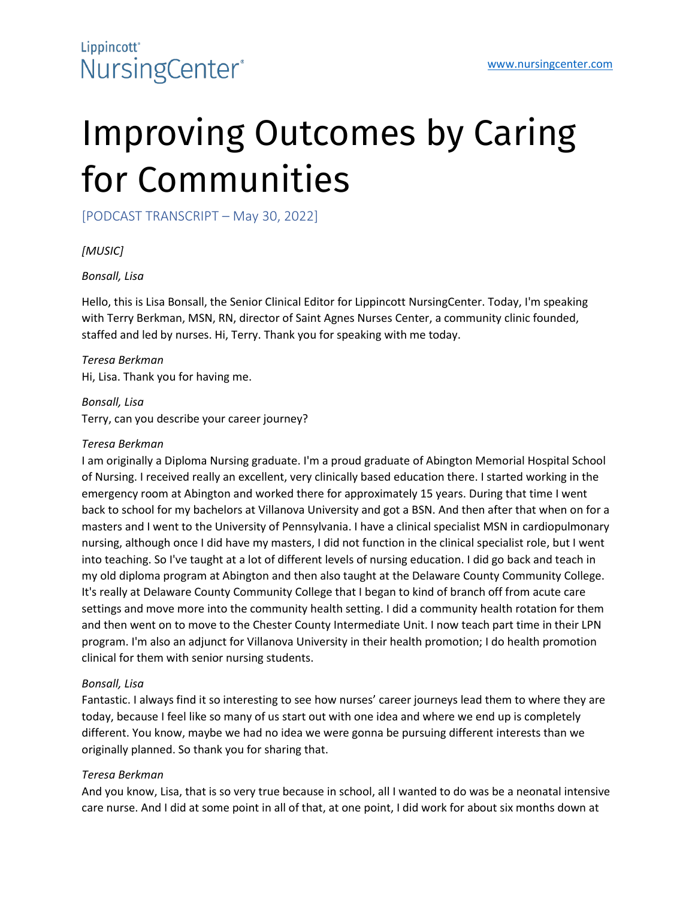# Improving Outcomes by Caring for Communities

[PODCAST TRANSCRIPT – May 30, 2022]

*[MUSIC]*

*Bonsall, Lisa*

Hello, this is Lisa Bonsall, the Senior Clinical Editor for Lippincott NursingCenter. Today, I'm speaking with Terry Berkman, MSN, RN, director of Saint Agnes Nurses Center, a community clinic founded, staffed and led by nurses. Hi, Terry. Thank you for speaking with me today.

*Teresa Berkman*
Hi, Lisa. Thank you for having me.

*Bonsall, Lisa*
Terry, can you describe your career journey?

*Teresa Berkman*
I am originally a Diploma Nursing graduate. I'm a proud graduate of Abington Memorial Hospital School of Nursing. I received really an excellent, very clinically based education there. I started working in the emergency room at Abington and worked there for approximately 15 years. During that time I went back to school for my bachelors at Villanova University and got a BSN. And then after that when on for a masters and I went to the University of Pennsylvania. I have a clinical specialist MSN in cardiopulmonary nursing, although once I did have my masters, I did not function in the clinical specialist role, but I went into teaching. So I've taught at a lot of different levels of nursing education. I did go back and teach in my old diploma program at Abington and then also taught at the Delaware County Community College. It's really at Delaware County Community College that I began to kind of branch off from acute care settings and move more into the community health setting. I did a community health rotation for them and then went on to move to the Chester County Intermediate Unit. I now teach part time in their LPN program. I'm also an adjunct for Villanova University in their health promotion; I do health promotion clinical for them with senior nursing students.

*Bonsall, Lisa*
Fantastic. I always find it so interesting to see how nurses' career journeys lead them to where they are today, because I feel like so many of us start out with one idea and where we end up is completely different. You know, maybe we had no idea we were gonna be pursuing different interests than we originally planned. So thank you for sharing that.

*Teresa Berkman*
And you know, Lisa, that is so very true because in school, all I wanted to do was be a neonatal intensive care nurse. And I did at some point in all of that, at one point, I did work for about six months down at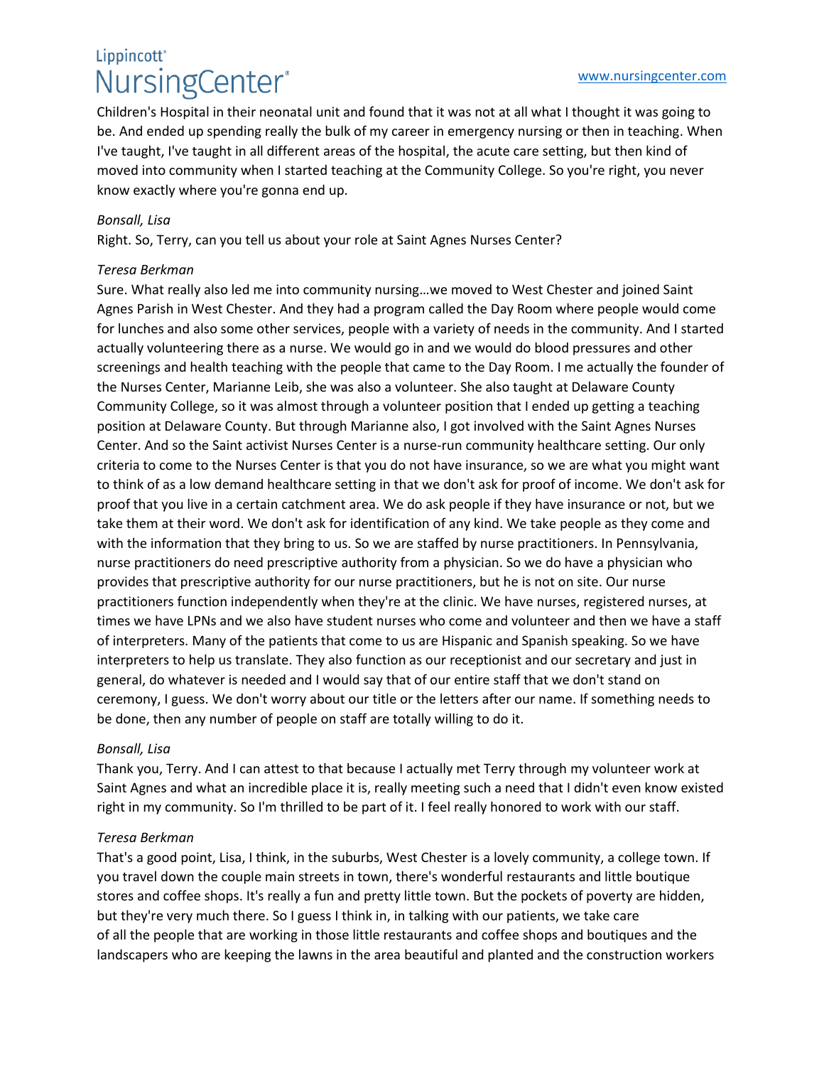Children's Hospital in their neonatal unit and found that it was not at all what I thought it was going to be. And ended up spending really the bulk of my career in emergency nursing or then in teaching. When I've taught, I've taught in all different areas of the hospital, the acute care setting, but then kind of moved into community when I started teaching at the Community College. So you're right, you never know exactly where you're gonna end up.

*Bonsall, Lisa*

Right. So, Terry, can you tell us about your role at Saint Agnes Nurses Center?

*Teresa Berkman*

Sure. What really also led me into community nursing…we moved to West Chester and joined Saint Agnes Parish in West Chester. And they had a program called the Day Room where people would come for lunches and also some other services, people with a variety of needs in the community. And I started actually volunteering there as a nurse. We would go in and we would do blood pressures and other screenings and health teaching with the people that came to the Day Room. I me actually the founder of the Nurses Center, Marianne Leib, she was also a volunteer. She also taught at Delaware County Community College, so it was almost through a volunteer position that I ended up getting a teaching position at Delaware County. But through Marianne also, I got involved with the Saint Agnes Nurses Center. And so the Saint activist Nurses Center is a nurse-run community healthcare setting. Our only criteria to come to the Nurses Center is that you do not have insurance, so we are what you might want to think of as a low demand healthcare setting in that we don't ask for proof of income. We don't ask for proof that you live in a certain catchment area. We do ask people if they have insurance or not, but we take them at their word. We don't ask for identification of any kind. We take people as they come and with the information that they bring to us. So we are staffed by nurse practitioners. In Pennsylvania, nurse practitioners do need prescriptive authority from a physician. So we do have a physician who provides that prescriptive authority for our nurse practitioners, but he is not on site. Our nurse practitioners function independently when they're at the clinic. We have nurses, registered nurses, at times we have LPNs and we also have student nurses who come and volunteer and then we have a staff of interpreters. Many of the patients that come to us are Hispanic and Spanish speaking. So we have interpreters to help us translate. They also function as our receptionist and our secretary and just in general, do whatever is needed and I would say that of our entire staff that we don't stand on ceremony, I guess. We don't worry about our title or the letters after our name. If something needs to be done, then any number of people on staff are totally willing to do it.

*Bonsall, Lisa*

Thank you, Terry. And I can attest to that because I actually met Terry through my volunteer work at Saint Agnes and what an incredible place it is, really meeting such a need that I didn't even know existed right in my community. So I'm thrilled to be part of it. I feel really honored to work with our staff.

*Teresa Berkman*

That's a good point, Lisa, I think, in the suburbs, West Chester is a lovely community, a college town. If you travel down the couple main streets in town, there's wonderful restaurants and little boutique stores and coffee shops. It's really a fun and pretty little town. But the pockets of poverty are hidden, but they're very much there. So I guess I think in, in talking with our patients, we take care of all the people that are working in those little restaurants and coffee shops and boutiques and the landscapers who are keeping the lawns in the area beautiful and planted and the construction workers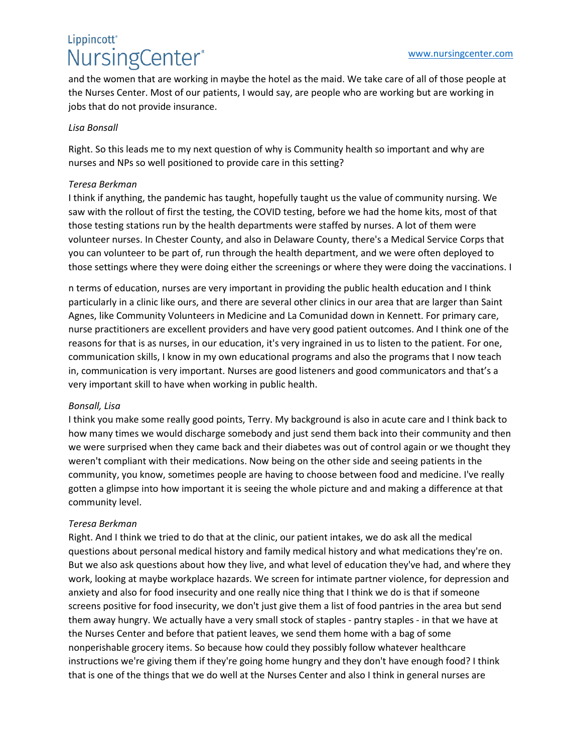and the women that are working in maybe the hotel as the maid. We take care of all of those people at the Nurses Center. Most of our patients, I would say, are people who are working but are working in jobs that do not provide insurance.

*Lisa Bonsall*

Right. So this leads me to my next question of why is Community health so important and why are nurses and NPs so well positioned to provide care in this setting?

*Teresa Berkman*

I think if anything, the pandemic has taught, hopefully taught us the value of community nursing. We saw with the rollout of first the testing, the COVID testing, before we had the home kits, most of that those testing stations run by the health departments were staffed by nurses. A lot of them were volunteer nurses. In Chester County, and also in Delaware County, there's a Medical Service Corps that you can volunteer to be part of, run through the health department, and we were often deployed to those settings where they were doing either the screenings or where they were doing the vaccinations. I

n terms of education, nurses are very important in providing the public health education and I think particularly in a clinic like ours, and there are several other clinics in our area that are larger than Saint Agnes, like Community Volunteers in Medicine and La Comunidad down in Kennett. For primary care, nurse practitioners are excellent providers and have very good patient outcomes. And I think one of the reasons for that is as nurses, in our education, it's very ingrained in us to listen to the patient. For one, communication skills, I know in my own educational programs and also the programs that I now teach in, communication is very important. Nurses are good listeners and good communicators and that's a very important skill to have when working in public health.

*Bonsall, Lisa*

I think you make some really good points, Terry. My background is also in acute care and I think back to how many times we would discharge somebody and just send them back into their community and then we were surprised when they came back and their diabetes was out of control again or we thought they weren't compliant with their medications. Now being on the other side and seeing patients in the community, you know, sometimes people are having to choose between food and medicine. I've really gotten a glimpse into how important it is seeing the whole picture and and making a difference at that community level.

*Teresa Berkman*

Right. And I think we tried to do that at the clinic, our patient intakes, we do ask all the medical questions about personal medical history and family medical history and what medications they're on. But we also ask questions about how they live, and what level of education they've had, and where they work, looking at maybe workplace hazards. We screen for intimate partner violence, for depression and anxiety and also for food insecurity and one really nice thing that I think we do is that if someone screens positive for food insecurity, we don't just give them a list of food pantries in the area but send them away hungry. We actually have a very small stock of staples - pantry staples - in that we have at the Nurses Center and before that patient leaves, we send them home with a bag of some nonperishable grocery items. So because how could they possibly follow whatever healthcare instructions we're giving them if they're going home hungry and they don't have enough food? I think that is one of the things that we do well at the Nurses Center and also I think in general nurses are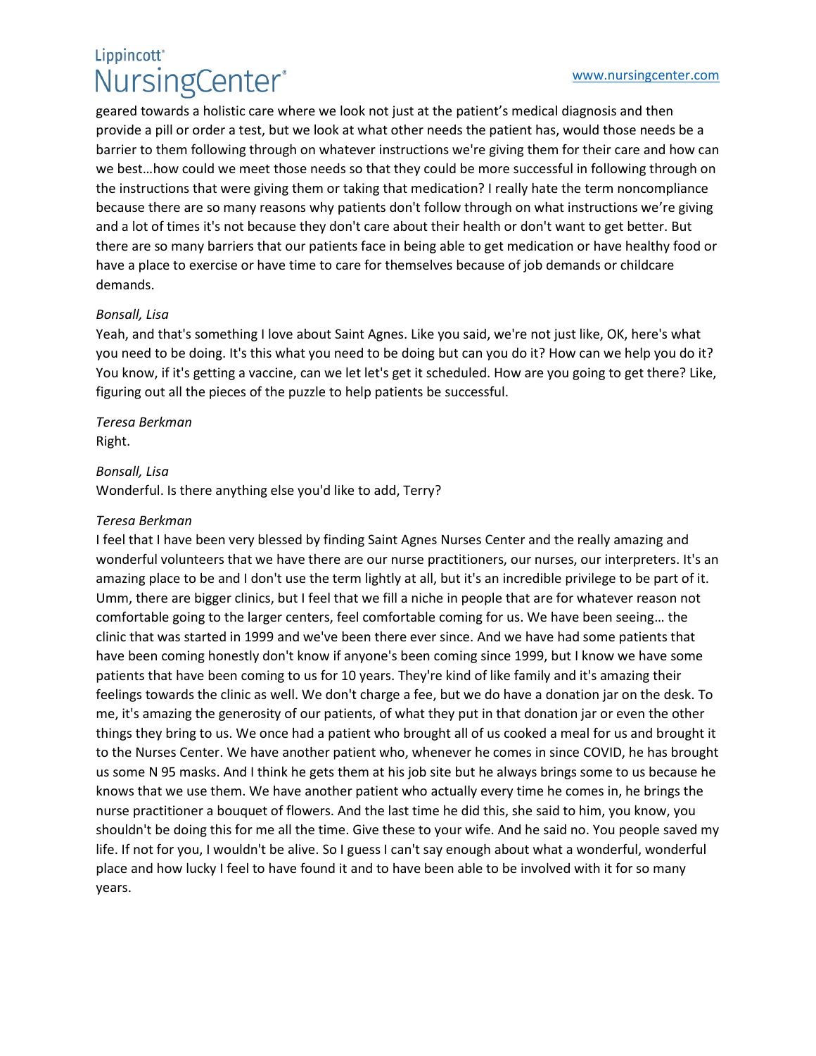geared towards a holistic care where we look not just at the patient's medical diagnosis and then provide a pill or order a test, but we look at what other needs the patient has, would those needs be a barrier to them following through on whatever instructions we're giving them for their care and how can we best…how could we meet those needs so that they could be more successful in following through on the instructions that were giving them or taking that medication? I really hate the term noncompliance because there are so many reasons why patients don't follow through on what instructions we're giving and a lot of times it's not because they don't care about their health or don't want to get better. But there are so many barriers that our patients face in being able to get medication or have healthy food or have a place to exercise or have time to care for themselves because of job demands or childcare demands.

*Bonsall, Lisa*
Yeah, and that's something I love about Saint Agnes. Like you said, we're not just like, OK, here's what you need to be doing. It's this what you need to be doing but can you do it? How can we help you do it? You know, if it's getting a vaccine, can we let let's get it scheduled. How are you going to get there? Like, figuring out all the pieces of the puzzle to help patients be successful.

*Teresa Berkman*
Right.

*Bonsall, Lisa*
Wonderful. Is there anything else you'd like to add, Terry?

*Teresa Berkman*
I feel that I have been very blessed by finding Saint Agnes Nurses Center and the really amazing and wonderful volunteers that we have there are our nurse practitioners, our nurses, our interpreters. It's an amazing place to be and I don't use the term lightly at all, but it's an incredible privilege to be part of it. Umm, there are bigger clinics, but I feel that we fill a niche in people that are for whatever reason not comfortable going to the larger centers, feel comfortable coming for us. We have been seeing… the clinic that was started in 1999 and we've been there ever since. And we have had some patients that have been coming honestly don't know if anyone's been coming since 1999, but I know we have some patients that have been coming to us for 10 years. They're kind of like family and it's amazing their feelings towards the clinic as well. We don't charge a fee, but we do have a donation jar on the desk. To me, it's amazing the generosity of our patients, of what they put in that donation jar or even the other things they bring to us. We once had a patient who brought all of us cooked a meal for us and brought it to the Nurses Center. We have another patient who, whenever he comes in since COVID, he has brought us some N 95 masks. And I think he gets them at his job site but he always brings some to us because he knows that we use them. We have another patient who actually every time he comes in, he brings the nurse practitioner a bouquet of flowers. And the last time he did this, she said to him, you know, you shouldn't be doing this for me all the time. Give these to your wife. And he said no. You people saved my life. If not for you, I wouldn't be alive. So I guess I can't say enough about what a wonderful, wonderful place and how lucky I feel to have found it and to have been able to be involved with it for so many years.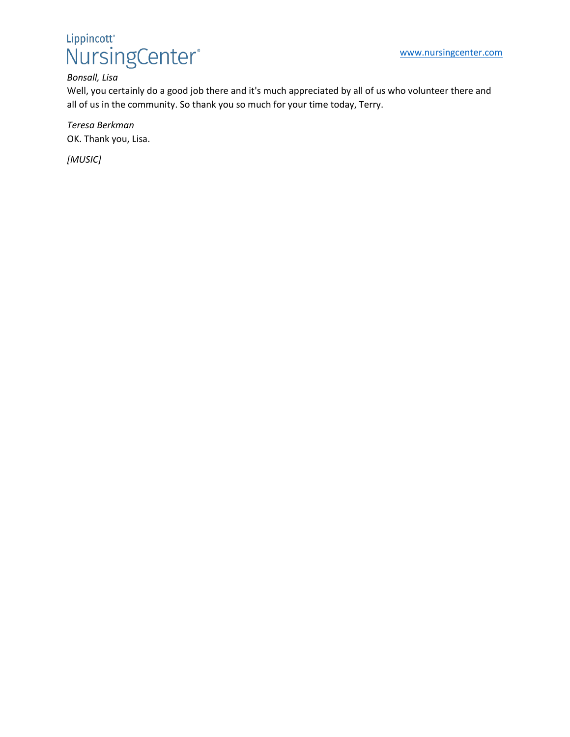*Bonsall, Lisa*
Well, you certainly do a good job there and it's much appreciated by all of us who volunteer there and all of us in the community. So thank you so much for your time today, Terry.

*Teresa Berkman*
OK. Thank you, Lisa.

*[MUSIC]*